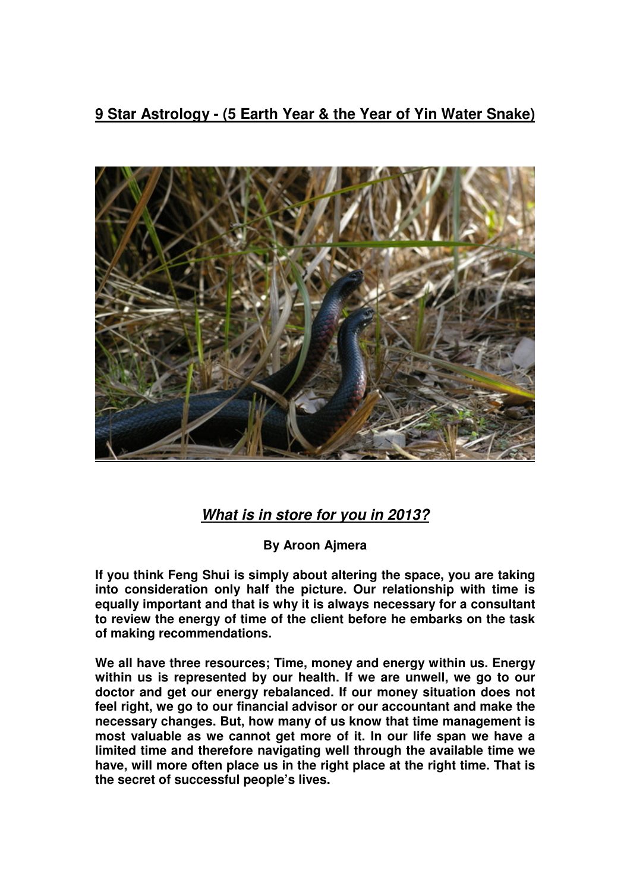# 9 Star Astrology - (5 Earth Year & the Year of Yin Water Snake)

## ***What is in store for you in 2013?***

**By Aroon Ajmera**

**If you think Feng Shui is simply about altering the space, you are taking into consideration only half the picture. Our relationship with time is equally important and that is why it is always necessary for a consultant to review the energy of time of the client before he embarks on the task of making recommendations.**

**We all have three resources; Time, money and energy within us. Energy within us is represented by our health. If we are unwell, we go to our doctor and get our energy rebalanced. If our money situation does not feel right, we go to our financial advisor or our accountant and make the necessary changes. But, how many of us know that time management is most valuable as we cannot get more of it. In our life span we have a limited time and therefore navigating well through the available time we have, will more often place us in the right place at the right time. That is the secret of successful people's lives.**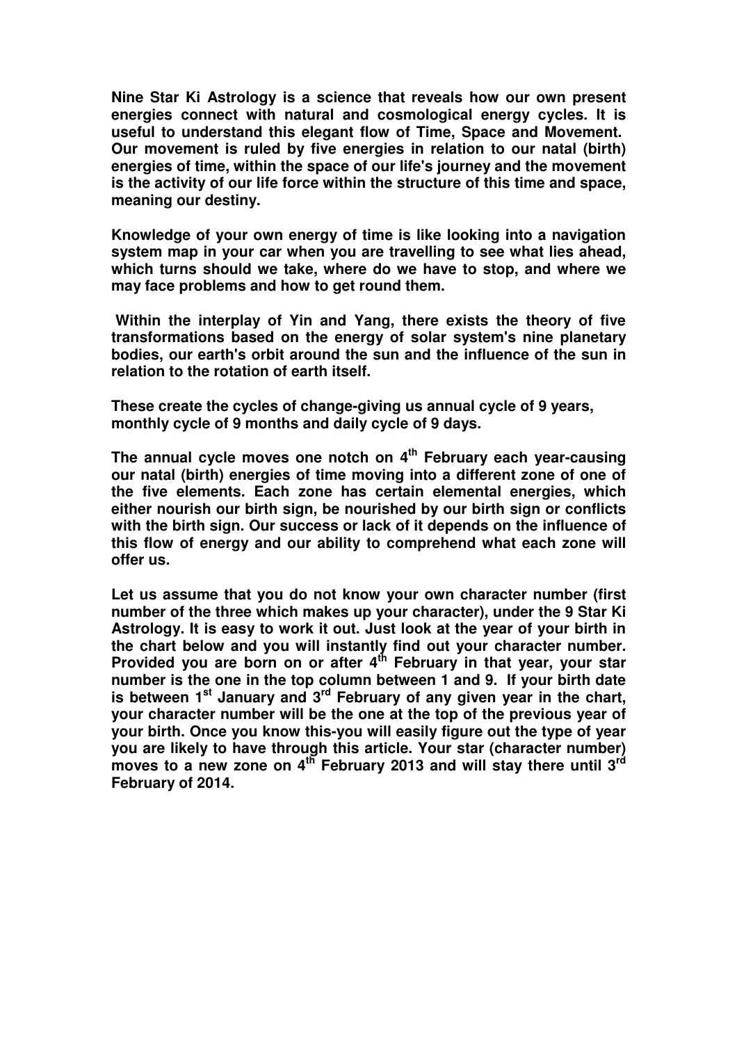**Nine Star Ki Astrology is a science that reveals how our own present energies connect with natural and cosmological energy cycles. It is useful to understand this elegant flow of Time, Space and Movement. Our movement is ruled by five energies in relation to our natal (birth) energies of time, within the space of our life's journey and the movement is the activity of our life force within the structure of this time and space, meaning our destiny.**

**Knowledge of your own energy of time is like looking into a navigation system map in your car when you are travelling to see what lies ahead, which turns should we take, where do we have to stop, and where we may face problems and how to get round them.**

**Within the interplay of Yin and Yang, there exists the theory of five transformations based on the energy of solar system's nine planetary bodies, our earth's orbit around the sun and the influence of the sun in relation to the rotation of earth itself.**

**These create the cycles of change-giving us annual cycle of 9 years, monthly cycle of 9 months and daily cycle of 9 days.**

**The annual cycle moves one notch on 4th February each year-causing our natal (birth) energies of time moving into a different zone of one of the five elements. Each zone has certain elemental energies, which either nourish our birth sign, be nourished by our birth sign or conflicts with the birth sign. Our success or lack of it depends on the influence of this flow of energy and our ability to comprehend what each zone will offer us.**

**Let us assume that you do not know your own character number (first number of the three which makes up your character), under the 9 Star Ki Astrology. It is easy to work it out. Just look at the year of your birth in the chart below and you will instantly find out your character number. Provided you are born on or after 4th February in that year, your star number is the one in the top column between 1 and 9. If your birth date is between 1st January and 3rd February of any given year in the chart, your character number will be the one at the top of the previous year of your birth. Once you know this-you will easily figure out the type of year you are likely to have through this article. Your star (character number) moves to a new zone on 4th February 2013 and will stay there until 3rd February of 2014.**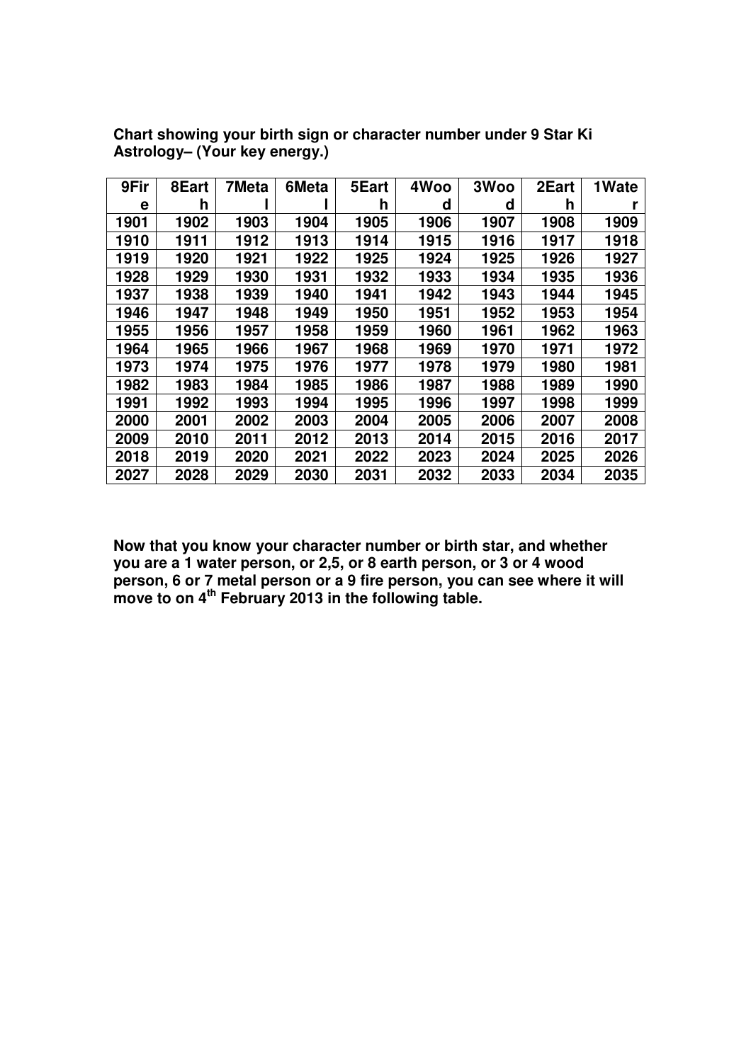**Chart showing your birth sign or character number under 9 Star Ki Astrology– (Your key energy.)**

| 9Fire | 8Earth | 7Metal | 6Metal | 5Earth | 4Wood | 3Wood | 2Earth | 1Water |
|---|---|---|---|---|---|---|---|---|
| 1901 | 1902 | 1903 | 1904 | 1905 | 1906 | 1907 | 1908 | 1909 |
| 1910 | 1911 | 1912 | 1913 | 1914 | 1915 | 1916 | 1917 | 1918 |
| 1919 | 1920 | 1921 | 1922 | 1925 | 1924 | 1925 | 1926 | 1927 |
| 1928 | 1929 | 1930 | 1931 | 1932 | 1933 | 1934 | 1935 | 1936 |
| 1937 | 1938 | 1939 | 1940 | 1941 | 1942 | 1943 | 1944 | 1945 |
| 1946 | 1947 | 1948 | 1949 | 1950 | 1951 | 1952 | 1953 | 1954 |
| 1955 | 1956 | 1957 | 1958 | 1959 | 1960 | 1961 | 1962 | 1963 |
| 1964 | 1965 | 1966 | 1967 | 1968 | 1969 | 1970 | 1971 | 1972 |
| 1973 | 1974 | 1975 | 1976 | 1977 | 1978 | 1979 | 1980 | 1981 |
| 1982 | 1983 | 1984 | 1985 | 1986 | 1987 | 1988 | 1989 | 1990 |
| 1991 | 1992 | 1993 | 1994 | 1995 | 1996 | 1997 | 1998 | 1999 |
| 2000 | 2001 | 2002 | 2003 | 2004 | 2005 | 2006 | 2007 | 2008 |
| 2009 | 2010 | 2011 | 2012 | 2013 | 2014 | 2015 | 2016 | 2017 |
| 2018 | 2019 | 2020 | 2021 | 2022 | 2023 | 2024 | 2025 | 2026 |
| 2027 | 2028 | 2029 | 2030 | 2031 | 2032 | 2033 | 2034 | 2035 |

**Now that you know your character number or birth star, and whether you are a 1 water person, or 2,5, or 8 earth person, or 3 or 4 wood person, 6 or 7 metal person or a 9 fire person, you can see where it will move to on 4th February 2013 in the following table.**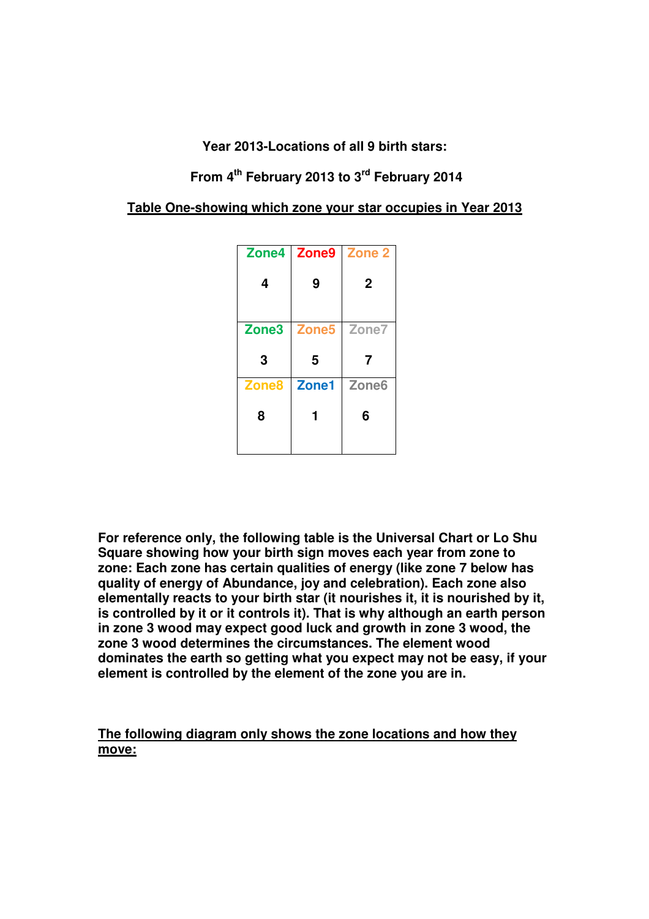**Year 2013-Locations of all 9 birth stars:**

**From 4th February 2013 to 3rd February 2014**

**Table One-showing which zone your star occupies in Year 2013**

| Zone4<br>4 | Zone9<br>9 | Zone 2<br>2 |
|---|---|---|
| Zone3<br>3 | Zone5<br>5 | Zone7<br>7 |
| Zone8<br>8 | Zone1<br>1 | Zone6<br>6 |

**For reference only, the following table is the Universal Chart or Lo Shu Square showing how your birth sign moves each year from zone to zone: Each zone has certain qualities of energy (like zone 7 below has quality of energy of Abundance, joy and celebration). Each zone also elementally reacts to your birth star (it nourishes it, it is nourished by it, is controlled by it or it controls it). That is why although an earth person in zone 3 wood may expect good luck and growth in zone 3 wood, the zone 3 wood determines the circumstances. The element wood dominates the earth so getting what you expect may not be easy, if your element is controlled by the element of the zone you are in.**

**The following diagram only shows the zone locations and how they move:**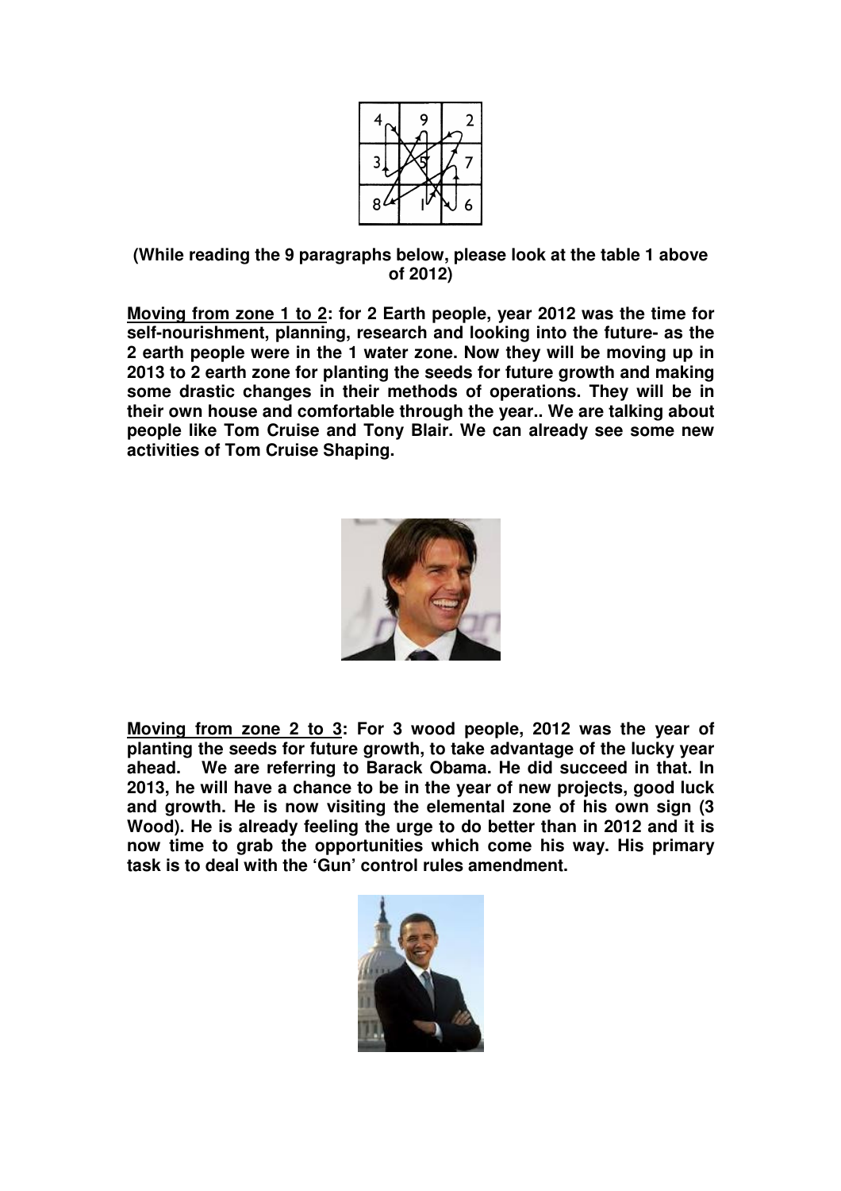| 4 | 9 | 2 |
| --- | --- | --- |
| 3 | 5 | 7 |
| 8 | 1 | 6 |

**(While reading the 9 paragraphs below, please look at the table 1 above of 2012)**

**<u>Moving from zone 1 to 2</u>: for 2 Earth people, year 2012 was the time for self-nourishment, planning, research and looking into the future- as the 2 earth people were in the 1 water zone. Now they will be moving up in 2013 to 2 earth zone for planting the seeds for future growth and making some drastic changes in their methods of operations. They will be in their own house and comfortable through the year.. We are talking about people like Tom Cruise and Tony Blair. We can already see some new activities of Tom Cruise Shaping.**

**<u>Moving from zone 2 to 3</u>: For 3 wood people, 2012 was the year of planting the seeds for future growth, to take advantage of the lucky year ahead. We are referring to Barack Obama. He did succeed in that. In 2013, he will have a chance to be in the year of new projects, good luck and growth. He is now visiting the elemental zone of his own sign (3 Wood). He is already feeling the urge to do better than in 2012 and it is now time to grab the opportunities which come his way. His primary task is to deal with the 'Gun' control rules amendment.**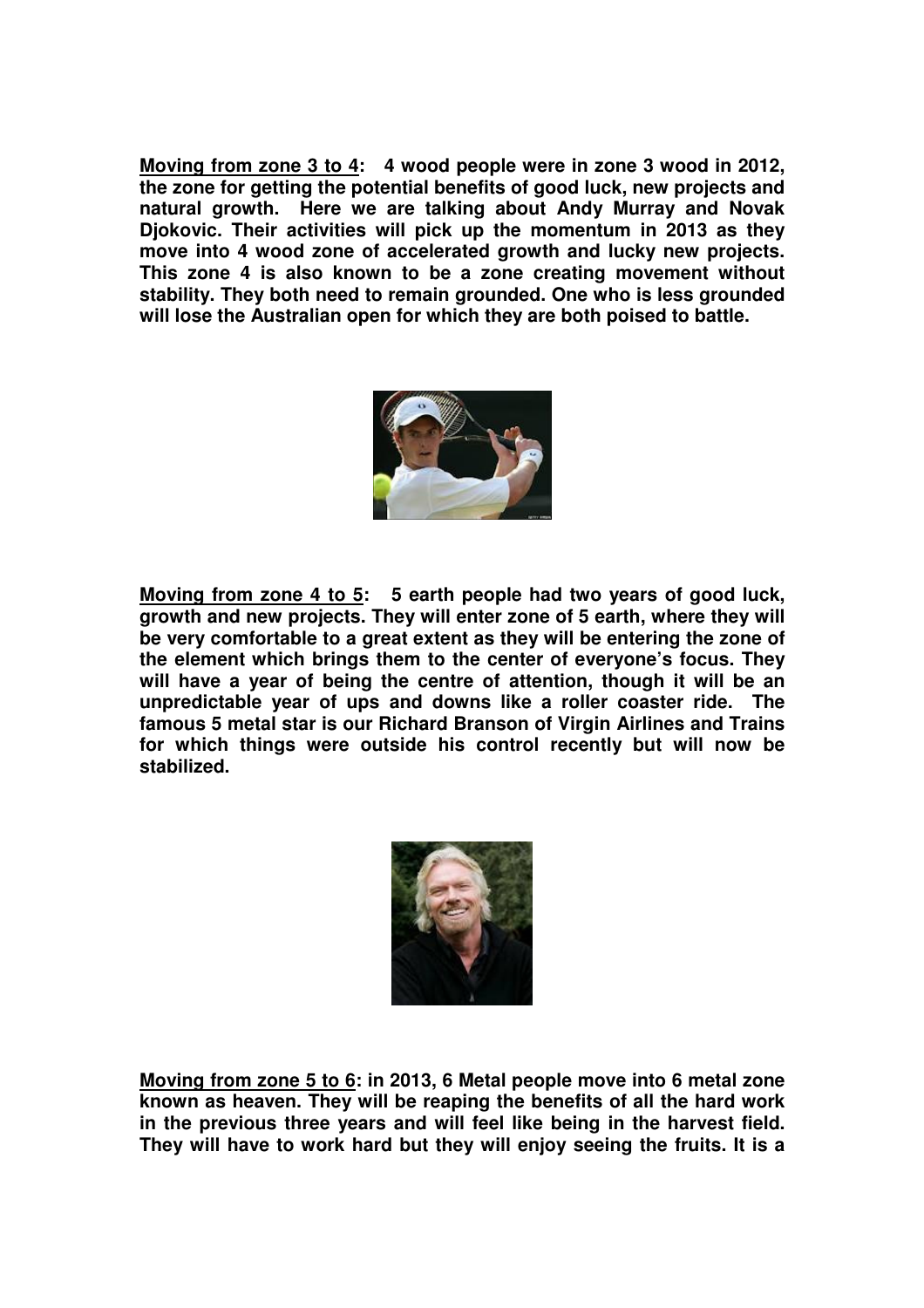**<u>Moving from zone 3 to 4</u>: 4 wood people were in zone 3 wood in 2012, the zone for getting the potential benefits of good luck, new projects and natural growth. Here we are talking about Andy Murray and Novak Djokovic. Their activities will pick up the momentum in 2013 as they move into 4 wood zone of accelerated growth and lucky new projects. This zone 4 is also known to be a zone creating movement without stability. They both need to remain grounded. One who is less grounded will lose the Australian open for which they are both poised to battle.**

**<u>Moving from zone 4 to 5</u>: 5 earth people had two years of good luck, growth and new projects. They will enter zone of 5 earth, where they will be very comfortable to a great extent as they will be entering the zone of the element which brings them to the center of everyone's focus. They will have a year of being the centre of attention, though it will be an unpredictable year of ups and downs like a roller coaster ride. The famous 5 metal star is our Richard Branson of Virgin Airlines and Trains for which things were outside his control recently but will now be stabilized.**

**<u>Moving from zone 5 to 6</u>: in 2013, 6 Metal people move into 6 metal zone known as heaven. They will be reaping the benefits of all the hard work in the previous three years and will feel like being in the harvest field. They will have to work hard but they will enjoy seeing the fruits. It is a**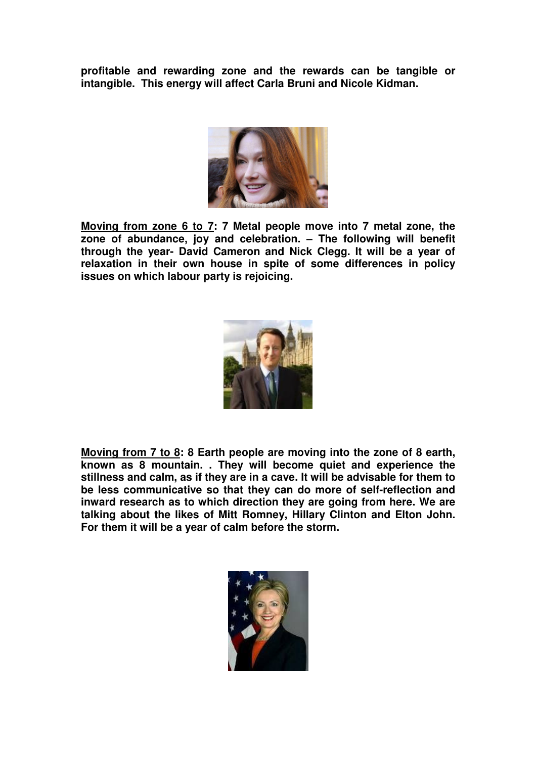**profitable and rewarding zone and the rewards can be tangible or intangible. This energy will affect Carla Bruni and Nicole Kidman.**

**<u>Moving from zone 6 to 7</u>: 7 Metal people move into 7 metal zone, the zone of abundance, joy and celebration. – The following will benefit through the year- David Cameron and Nick Clegg. It will be a year of relaxation in their own house in spite of some differences in policy issues on which labour party is rejoicing.**

**<u>Moving from 7 to 8</u>: 8 Earth people are moving into the zone of 8 earth, known as 8 mountain. . They will become quiet and experience the stillness and calm, as if they are in a cave. It will be advisable for them to be less communicative so that they can do more of self-reflection and inward research as to which direction they are going from here. We are talking about the likes of Mitt Romney, Hillary Clinton and Elton John. For them it will be a year of calm before the storm.**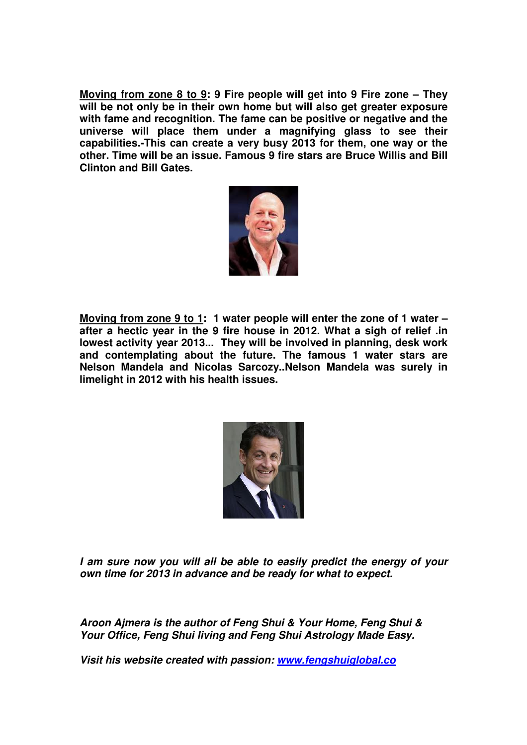**<u>Moving from zone 8 to 9</u>: 9 Fire people will get into 9 Fire zone – They will be not only be in their own home but will also get greater exposure with fame and recognition. The fame can be positive or negative and the universe will place them under a magnifying glass to see their capabilities.-This can create a very busy 2013 for them, one way or the other. Time will be an issue. Famous 9 fire stars are Bruce Willis and Bill Clinton and Bill Gates.**

**<u>Moving from zone 9 to 1</u>: 1 water people will enter the zone of 1 water – after a hectic year in the 9 fire house in 2012. What a sigh of relief .in lowest activity year 2013... They will be involved in planning, desk work and contemplating about the future. The famous 1 water stars are Nelson Mandela and Nicolas Sarcozy..Nelson Mandela was surely in limelight in 2012 with his health issues.**

***I am sure now you will all be able to easily predict the energy of your own time for 2013 in advance and be ready for what to expect.***

***Aroon Ajmera is the author of Feng Shui & Your Home, Feng Shui & Your Office, Feng Shui living and Feng Shui Astrology Made Easy.***

***Visit his website created with passion: [www.fengshuiglobal.co](www.fengshuiglobal.co)***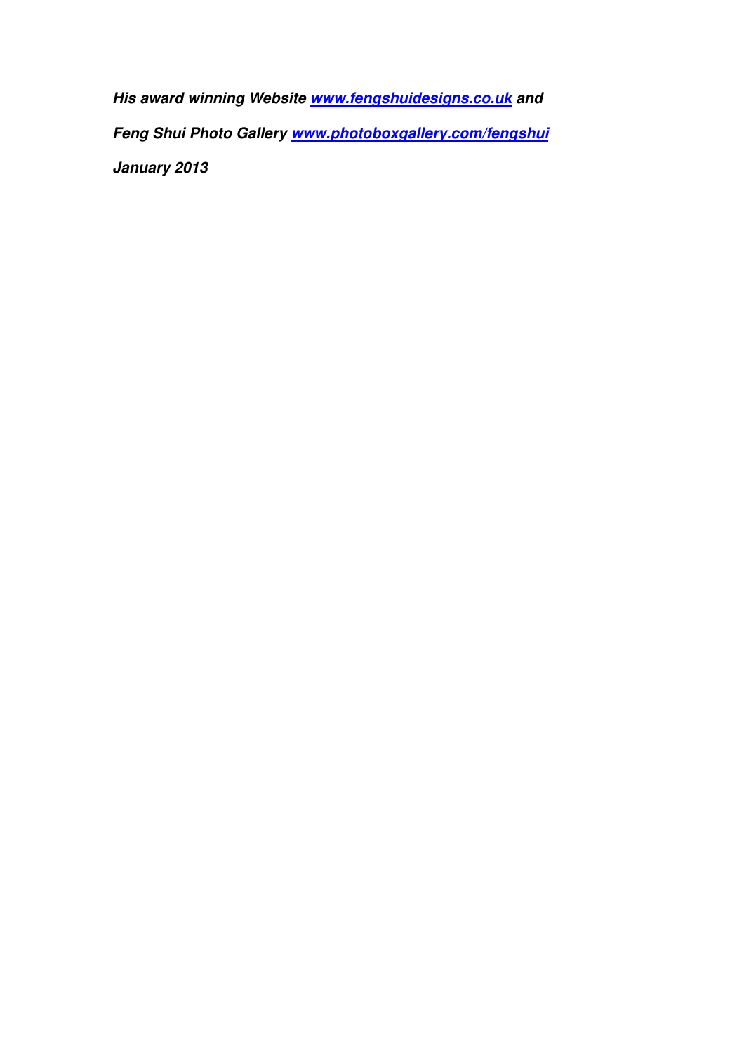***His award winning Website [www.fengshuidesigns.co.uk](http://www.fengshuidesigns.co.uk) and***

***Feng Shui Photo Gallery [www.photoboxgallery.com/fengshui](http://www.photoboxgallery.com/fengshui)***

***January 2013***